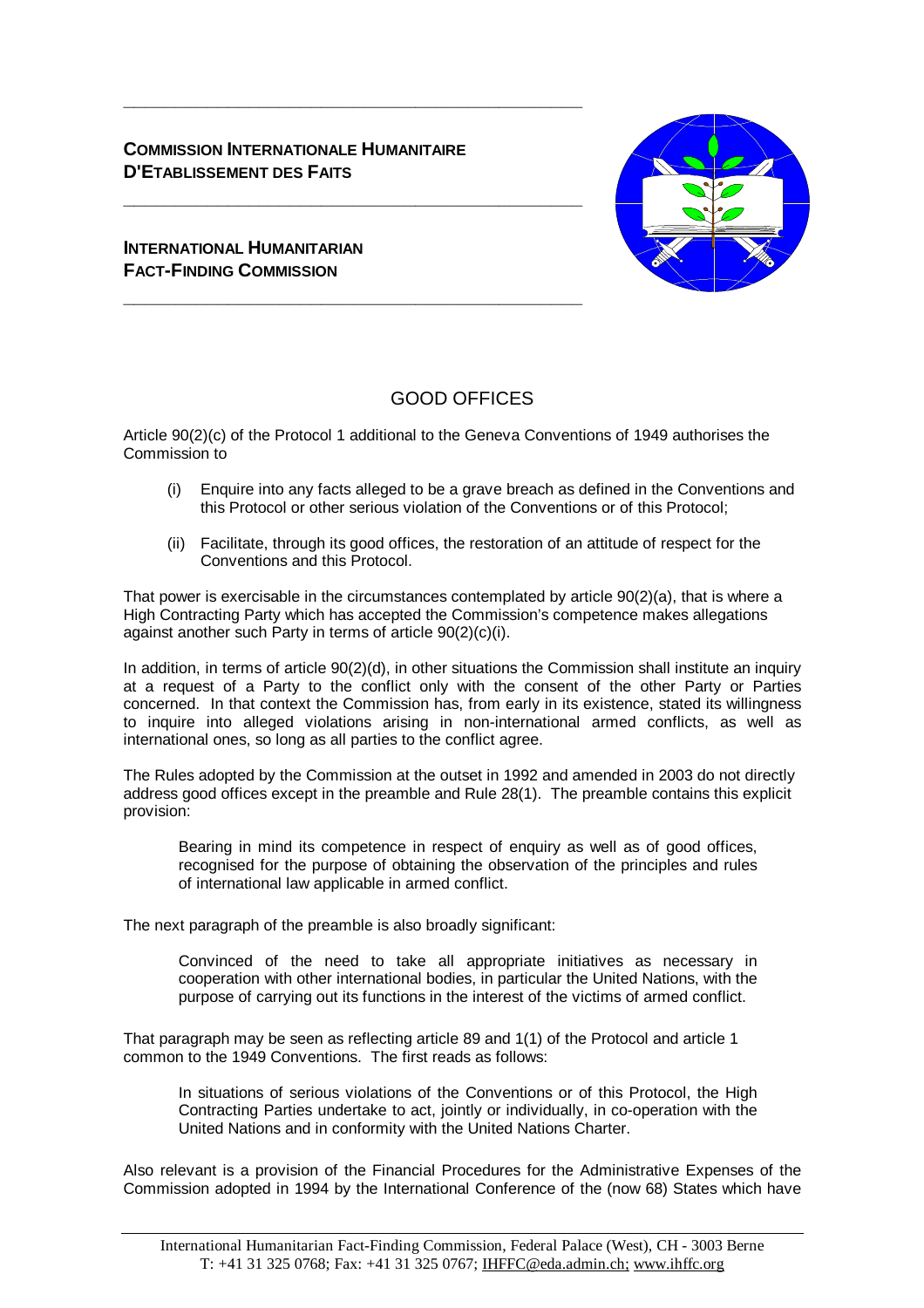**COMMISSION INTERNATIONALE HUMANITAIRE D'ETABLISSEMENT DES FAITS**

**INTERNATIONAL HUMANITARIAN FACT-FINDING COMMISSION**

## GOOD OFFICES

Article 90(2)(c) of the Protocol 1 additional to the Geneva Conventions of 1949 authorises the Commission to

(i) Enquire into any facts alleged to be a grave breach as defined in the Conventions and this Protocol or other serious violation of the Conventions or of this Protocol;

(ii) Facilitate, through its good offices, the restoration of an attitude of respect for the Conventions and this Protocol.

That power is exercisable in the circumstances contemplated by article 90(2)(a), that is where a High Contracting Party which has accepted the Commission's competence makes allegations against another such Party in terms of article 90(2)(c)(i).

In addition, in terms of article 90(2)(d), in other situations the Commission shall institute an inquiry at a request of a Party to the conflict only with the consent of the other Party or Parties concerned. In that context the Commission has, from early in its existence, stated its willingness to inquire into alleged violations arising in non-international armed conflicts, as well as international ones, so long as all parties to the conflict agree.

The Rules adopted by the Commission at the outset in 1992 and amended in 2003 do not directly address good offices except in the preamble and Rule 28(1). The preamble contains this explicit provision:

> Bearing in mind its competence in respect of enquiry as well as of good offices, recognised for the purpose of obtaining the observation of the principles and rules of international law applicable in armed conflict.

The next paragraph of the preamble is also broadly significant:

> Convinced of the need to take all appropriate initiatives as necessary in cooperation with other international bodies, in particular the United Nations, with the purpose of carrying out its functions in the interest of the victims of armed conflict.

That paragraph may be seen as reflecting article 89 and 1(1) of the Protocol and article 1 common to the 1949 Conventions. The first reads as follows:

> In situations of serious violations of the Conventions or of this Protocol, the High Contracting Parties undertake to act, jointly or individually, in co-operation with the United Nations and in conformity with the United Nations Charter.

Also relevant is a provision of the Financial Procedures for the Administrative Expenses of the Commission adopted in 1994 by the International Conference of the (now 68) States which have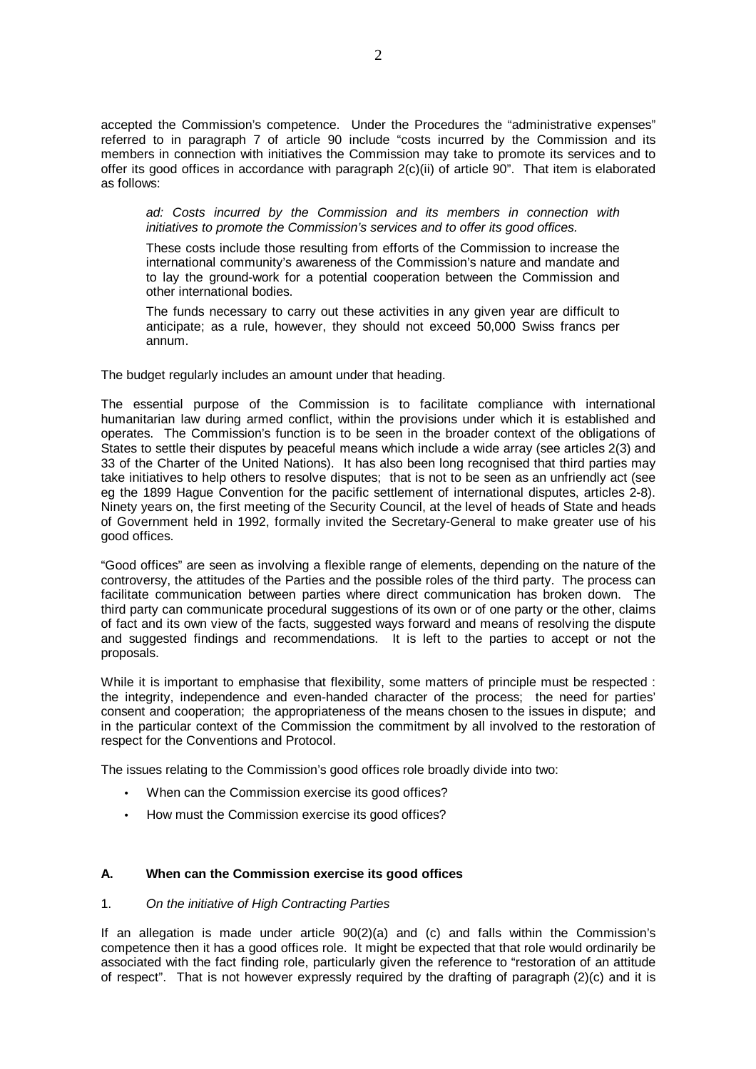accepted the Commission's competence. Under the Procedures the "administrative expenses" referred to in paragraph 7 of article 90 include "costs incurred by the Commission and its members in connection with initiatives the Commission may take to promote its services and to offer its good offices in accordance with paragraph 2(c)(ii) of article 90". That item is elaborated as follows:

> *ad: Costs incurred by the Commission and its members in connection with initiatives to promote the Commission's services and to offer its good offices.*
>
> These costs include those resulting from efforts of the Commission to increase the international community's awareness of the Commission's nature and mandate and to lay the ground-work for a potential cooperation between the Commission and other international bodies.
>
> The funds necessary to carry out these activities in any given year are difficult to anticipate; as a rule, however, they should not exceed 50,000 Swiss francs per annum.

The budget regularly includes an amount under that heading.

The essential purpose of the Commission is to facilitate compliance with international humanitarian law during armed conflict, within the provisions under which it is established and operates. The Commission's function is to be seen in the broader context of the obligations of States to settle their disputes by peaceful means which include a wide array (see articles 2(3) and 33 of the Charter of the United Nations). It has also been long recognised that third parties may take initiatives to help others to resolve disputes; that is not to be seen as an unfriendly act (see eg the 1899 Hague Convention for the pacific settlement of international disputes, articles 2-8). Ninety years on, the first meeting of the Security Council, at the level of heads of State and heads of Government held in 1992, formally invited the Secretary-General to make greater use of his good offices.

"Good offices" are seen as involving a flexible range of elements, depending on the nature of the controversy, the attitudes of the Parties and the possible roles of the third party. The process can facilitate communication between parties where direct communication has broken down. The third party can communicate procedural suggestions of its own or of one party or the other, claims of fact and its own view of the facts, suggested ways forward and means of resolving the dispute and suggested findings and recommendations. It is left to the parties to accept or not the proposals.

While it is important to emphasise that flexibility, some matters of principle must be respected : the integrity, independence and even-handed character of the process; the need for parties' consent and cooperation; the appropriateness of the means chosen to the issues in dispute; and in the particular context of the Commission the commitment by all involved to the restoration of respect for the Conventions and Protocol.

The issues relating to the Commission's good offices role broadly divide into two:

- When can the Commission exercise its good offices?
- How must the Commission exercise its good offices?

## A. When can the Commission exercise its good offices

1. *On the initiative of High Contracting Parties*

If an allegation is made under article 90(2)(a) and (c) and falls within the Commission's competence then it has a good offices role. It might be expected that that role would ordinarily be associated with the fact finding role, particularly given the reference to "restoration of an attitude of respect". That is not however expressly required by the drafting of paragraph (2)(c) and it is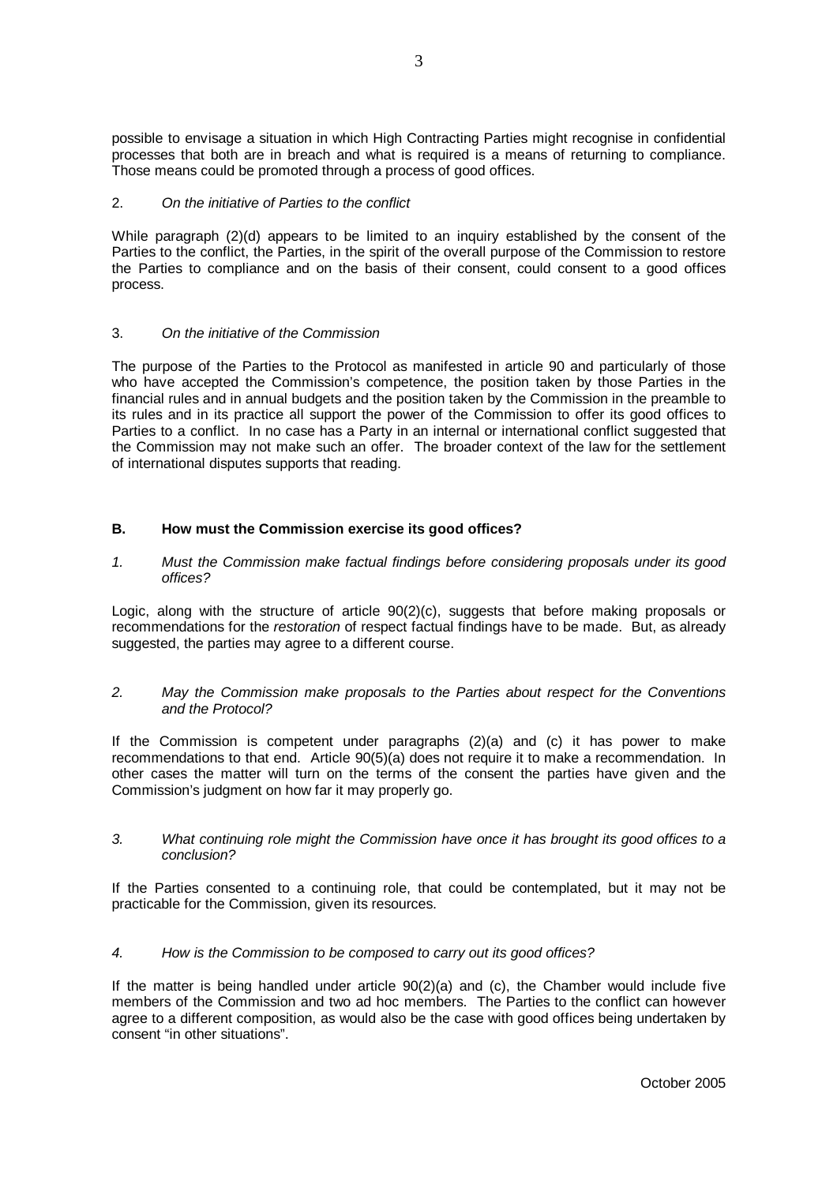possible to envisage a situation in which High Contracting Parties might recognise in confidential processes that both are in breach and what is required is a means of returning to compliance. Those means could be promoted through a process of good offices.

2. *On the initiative of Parties to the conflict*

While paragraph (2)(d) appears to be limited to an inquiry established by the consent of the Parties to the conflict, the Parties, in the spirit of the overall purpose of the Commission to restore the Parties to compliance and on the basis of their consent, could consent to a good offices process.

3. *On the initiative of the Commission*

The purpose of the Parties to the Protocol as manifested in article 90 and particularly of those who have accepted the Commission's competence, the position taken by those Parties in the financial rules and in annual budgets and the position taken by the Commission in the preamble to its rules and in its practice all support the power of the Commission to offer its good offices to Parties to a conflict. In no case has a Party in an internal or international conflict suggested that the Commission may not make such an offer. The broader context of the law for the settlement of international disputes supports that reading.

## B. How must the Commission exercise its good offices?

*1. Must the Commission make factual findings before considering proposals under its good offices?*

Logic, along with the structure of article 90(2)(c), suggests that before making proposals or recommendations for the *restoration* of respect factual findings have to be made. But, as already suggested, the parties may agree to a different course.

*2. May the Commission make proposals to the Parties about respect for the Conventions and the Protocol?*

If the Commission is competent under paragraphs (2)(a) and (c) it has power to make recommendations to that end. Article 90(5)(a) does not require it to make a recommendation. In other cases the matter will turn on the terms of the consent the parties have given and the Commission's judgment on how far it may properly go.

*3. What continuing role might the Commission have once it has brought its good offices to a conclusion?*

If the Parties consented to a continuing role, that could be contemplated, but it may not be practicable for the Commission, given its resources.

*4. How is the Commission to be composed to carry out its good offices?*

If the matter is being handled under article 90(2)(a) and (c), the Chamber would include five members of the Commission and two ad hoc members. The Parties to the conflict can however agree to a different composition, as would also be the case with good offices being undertaken by consent "in other situations".

October 2005